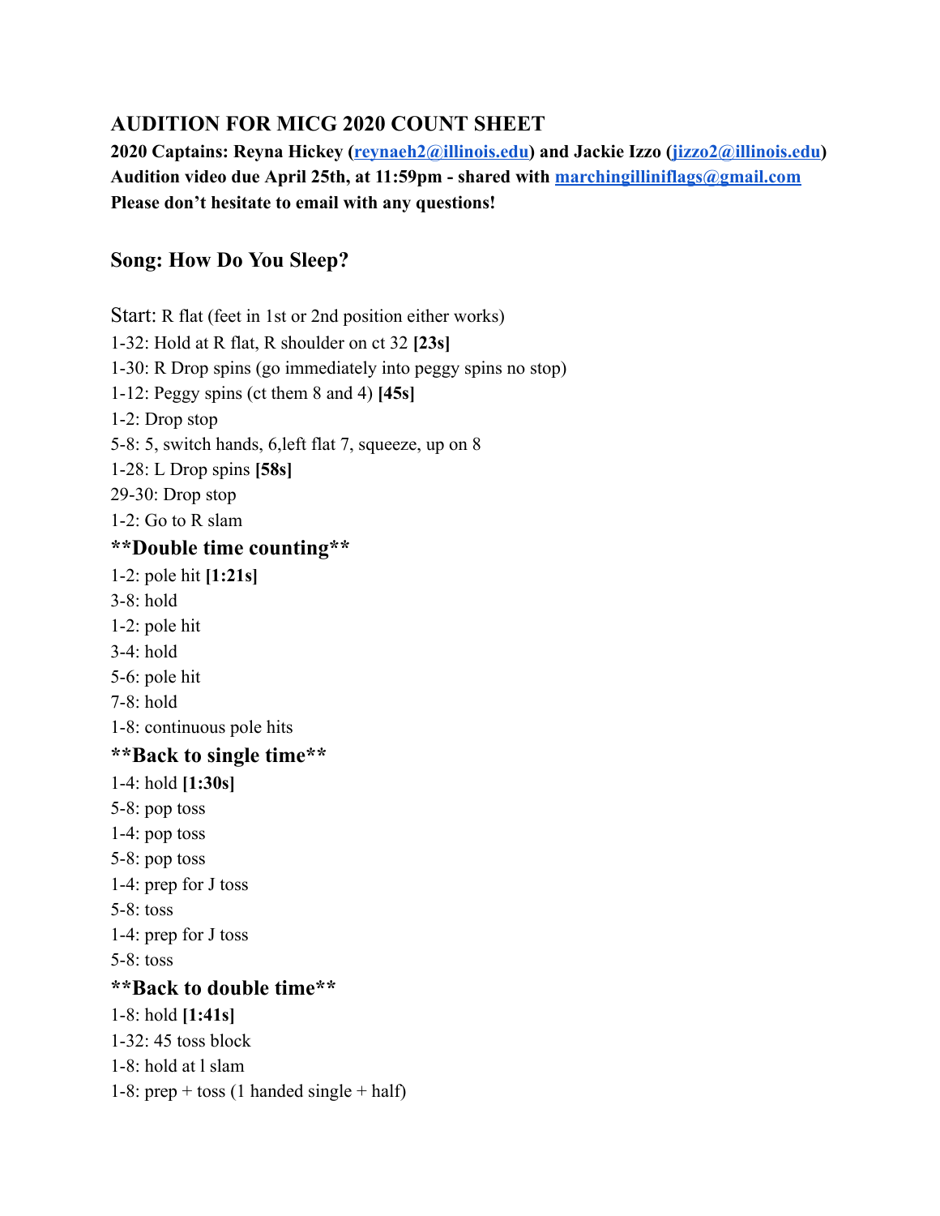## AUDITION FOR MICG 2020 COUNT SHEET

**2020 Captains: Reyna Hickey (reynaeh2@illinois.edu) and Jackie Izzo (jizzo2@illinois.edu)**
**Audition video due April 25th, at 11:59pm - shared with marchingilliniflags@gmail.com**
**Please don't hesitate to email with any questions!**

### Song: How Do You Sleep?

Start: R flat (feet in 1st or 2nd position either works)
1-32: Hold at R flat, R shoulder on ct 32 **[23s]**
1-30: R Drop spins (go immediately into peggy spins no stop)
1-12: Peggy spins (ct them 8 and 4) **[45s]**
1-2: Drop stop
5-8: 5, switch hands, 6,left flat 7, squeeze, up on 8
1-28: L Drop spins **[58s]**
29-30: Drop stop
1-2: Go to R slam

### **Double time counting**

1-2: pole hit **[1:21s]**
3-8: hold
1-2: pole hit
3-4: hold
5-6: pole hit
7-8: hold
1-8: continuous pole hits

### **Back to single time**

1-4: hold **[1:30s]**
5-8: pop toss
1-4: pop toss
5-8: pop toss
1-4: prep for J toss
5-8: toss
1-4: prep for J toss
5-8: toss

### **Back to double time**

1-8: hold **[1:41s]**
1-32: 45 toss block
1-8: hold at l slam
1-8: prep + toss (1 handed single + half)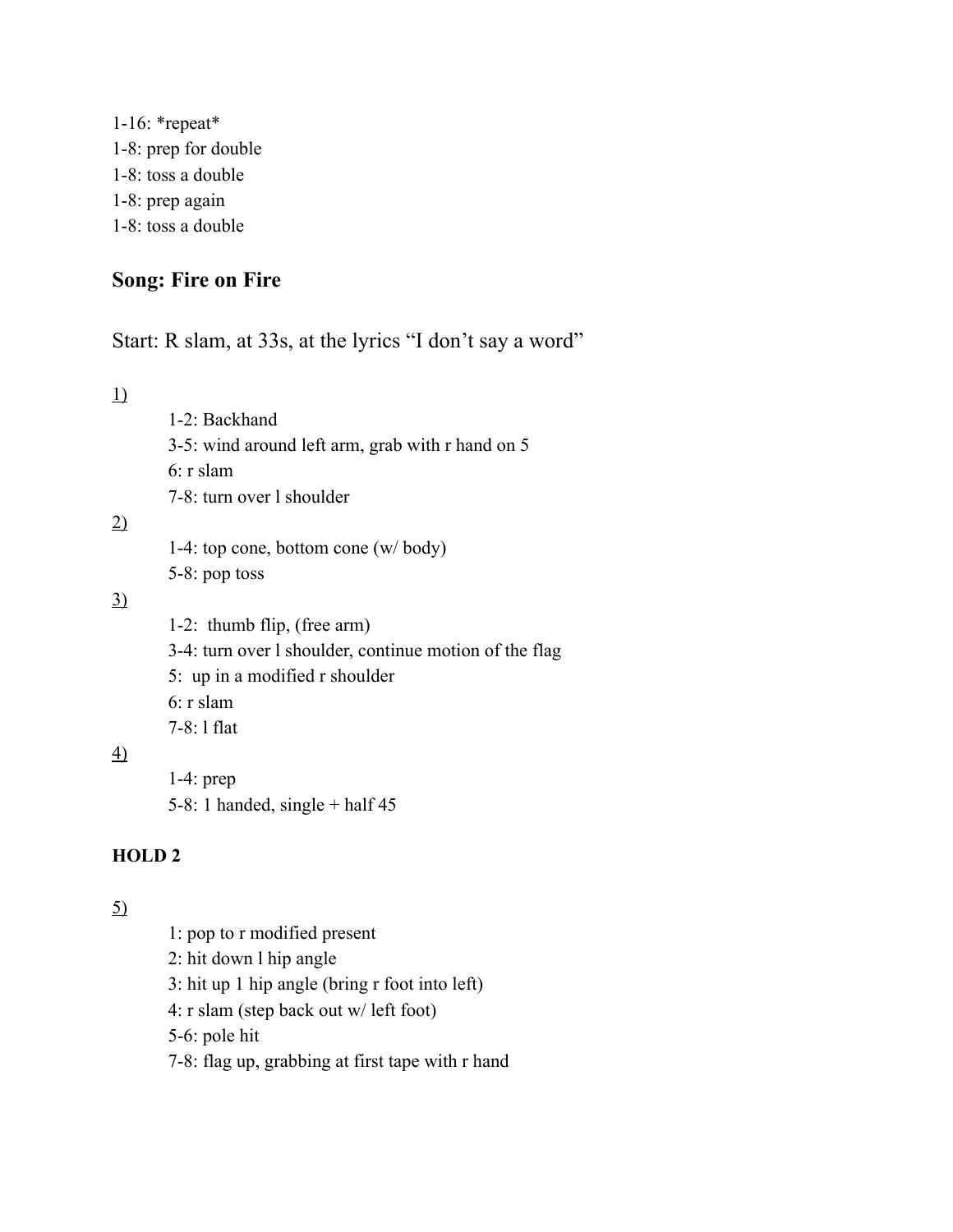1-16: *repeat*
1-8: prep for double
1-8: toss a double
1-8: prep again
1-8: toss a double

## Song: Fire on Fire

Start: R slam, at 33s, at the lyrics "I don't say a word"

<u>1)</u>

- 1-2: Backhand
- 3-5: wind around left arm, grab with r hand on 5
- 6: r slam
- 7-8: turn over l shoulder

<u>2)</u>

- 1-4: top cone, bottom cone (w/ body)
- 5-8: pop toss

<u>3)</u>

- 1-2: thumb flip, (free arm)
- 3-4: turn over l shoulder, continue motion of the flag
- 5: up in a modified r shoulder
- 6: r slam
- 7-8: l flat

<u>4)</u>

- 1-4: prep
- 5-8: 1 handed, single + half 45

**HOLD 2**

<u>5)</u>

- 1: pop to r modified present
- 2: hit down l hip angle
- 3: hit up 1 hip angle (bring r foot into left)
- 4: r slam (step back out w/ left foot)
- 5-6: pole hit
- 7-8: flag up, grabbing at first tape with r hand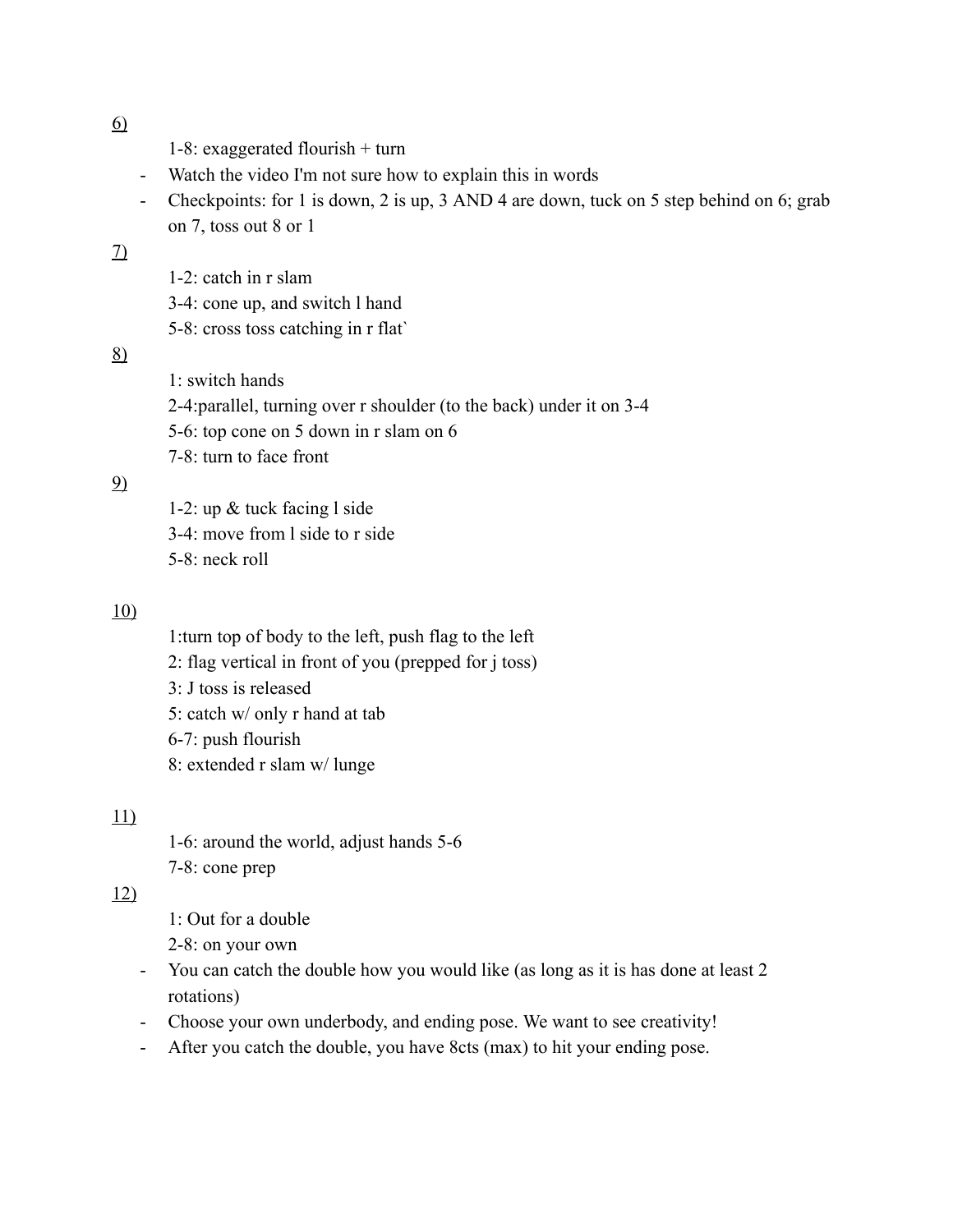6)

1-8: exaggerated flourish + turn

- Watch the video I'm not sure how to explain this in words
- Checkpoints: for 1 is down, 2 is up, 3 AND 4 are down, tuck on 5 step behind on 6; grab on 7, toss out 8 or 1

7)

1-2: catch in r slam

3-4: cone up, and switch l hand

5-8: cross toss catching in r flat`

8)

1: switch hands

2-4:parallel, turning over r shoulder (to the back) under it on 3-4

5-6: top cone on 5 down in r slam on 6

7-8: turn to face front

9)

1-2: up & tuck facing l side

3-4: move from l side to r side

5-8: neck roll

10)

1:turn top of body to the left, push flag to the left

2: flag vertical in front of you (prepped for j toss)

3: J toss is released

5: catch w/ only r hand at tab

6-7: push flourish

8: extended r slam w/ lunge

11)

1-6: around the world, adjust hands 5-6

7-8: cone prep

12)

1: Out for a double

2-8: on your own

- You can catch the double how you would like (as long as it is has done at least 2 rotations)
- Choose your own underbody, and ending pose. We want to see creativity!
- After you catch the double, you have 8cts (max) to hit your ending pose.